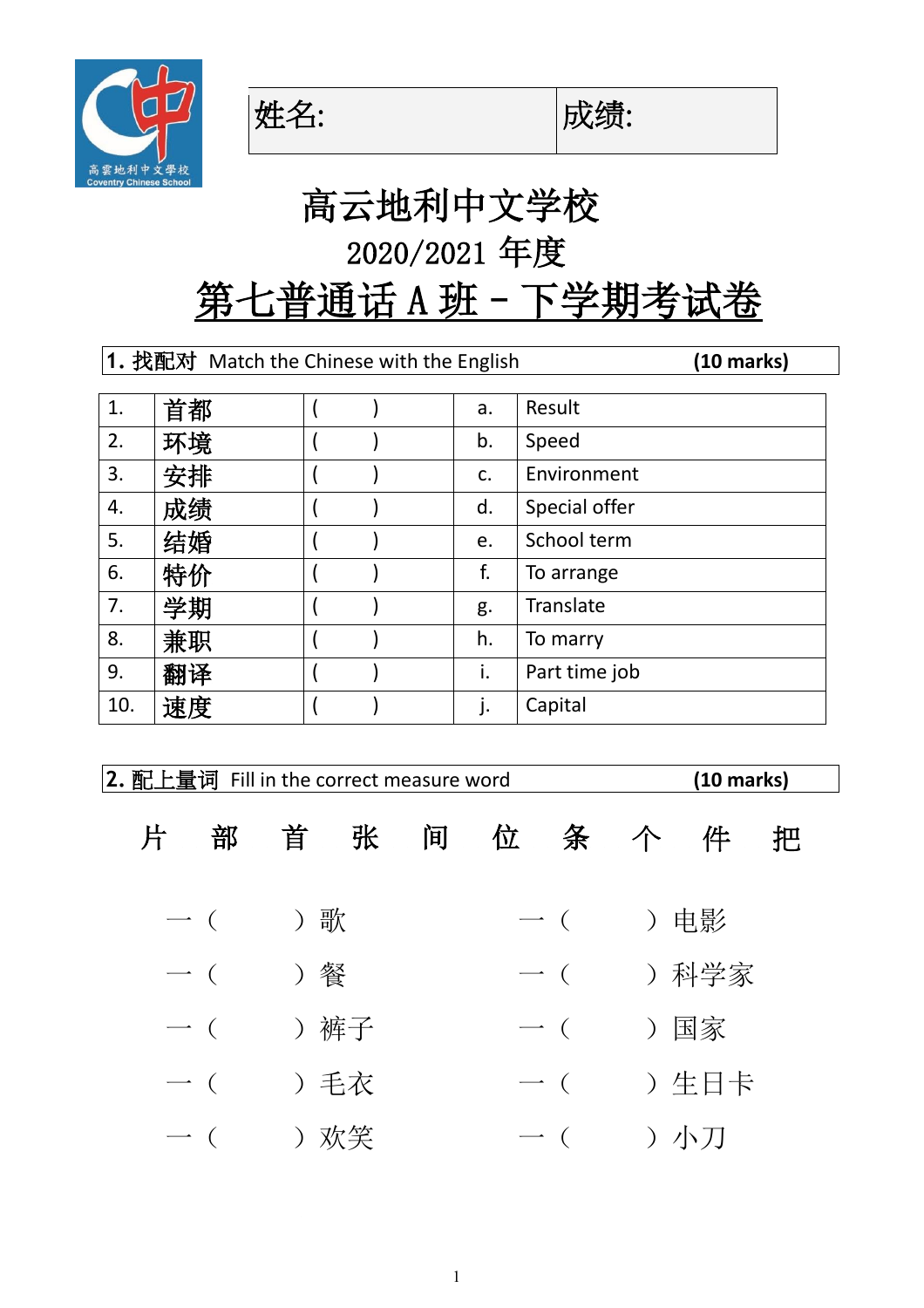| 姓名: | 成绩: |
|---|---|

# 高云地利中文学校

## 2020/2021 年度

## 第七普通话 A 班 - 下学期考试卷

**1.** 找配对 Match the Chinese with the English **(10 marks)**

| | | | | |
|---|---|---|---|---|
| 1. | 首都 | (　　) | a. | Result |
| 2. | 环境 | (　　) | b. | Speed |
| 3. | 安排 | (　　) | c. | Environment |
| 4. | 成绩 | (　　) | d. | Special offer |
| 5. | 结婚 | (　　) | e. | School term |
| 6. | 特价 | (　　) | f. | To arrange |
| 7. | 学期 | (　　) | g. | Translate |
| 8. | 兼职 | (　　) | h. | To marry |
| 9. | 翻译 | (　　) | i. | Part time job |
| 10. | 速度 | (　　) | j. | Capital |

**2.** 配上量词 Fill in the correct measure word **(10 marks)**

片　部　首　张　间　位　条　个　件　把

一（　　）歌　　　　一（　　）电影

一（　　）餐　　　　一（　　）科学家

一（　　）裤子　　　一（　　）国家

一（　　）毛衣　　　一（　　）生日卡

一（　　）欢笑　　　一（　　）小刀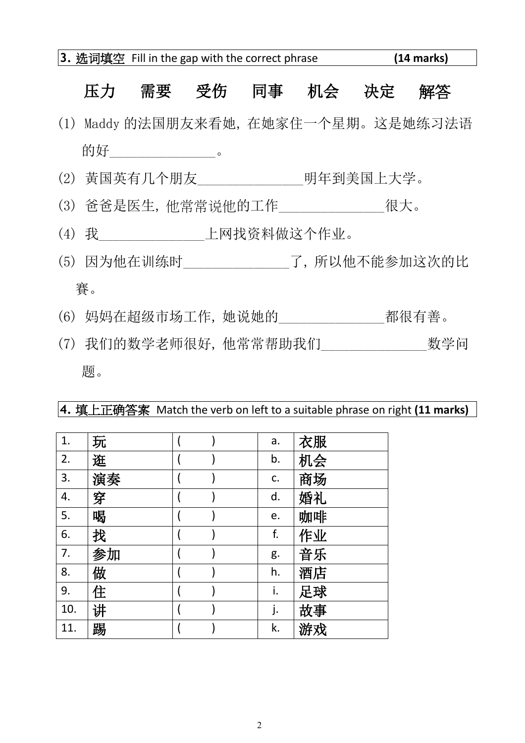| **3.** 选词填空 Fill in the gap with the correct phrase | **(14 marks)** |
|---|---|

压力　需要　受伤　同事　机会　决定　解答

(1) Maddy 的法国朋友来看她，在她家住一个星期。这是她练习法语的好_______________。

(2) 黄国英有几个朋友_______________明年到美国上大学。

(3) 爸爸是医生，他常常说他的工作_______________很大。

(4) 我_______________上网找资料做这个作业。

(5) 因为他在训练时_______________了，所以他不能参加这次的比赛。

(6) 妈妈在超级市场工作，她说她的_______________都很有善。

(7) 我们的数学老师很好，他常常帮助我们_______________数学问题。

| **4.** 填上正确答案 Match the verb on left to a suitable phrase on right | **(11 marks)** |
|---|---|

| | | | | |
|---|---|---|---|---|
| 1. | 玩 | (　　) | a. | 衣服 |
| 2. | 逛 | (　　) | b. | 机会 |
| 3. | 演奏 | (　　) | c. | 商场 |
| 4. | 穿 | (　　) | d. | 婚礼 |
| 5. | 喝 | (　　) | e. | 咖啡 |
| 6. | 找 | (　　) | f. | 作业 |
| 7. | 参加 | (　　) | g. | 音乐 |
| 8. | 做 | (　　) | h. | 酒店 |
| 9. | 住 | (　　) | i. | 足球 |
| 10. | 讲 | (　　) | j. | 故事 |
| 11. | 踢 | (　　) | k. | 游戏 |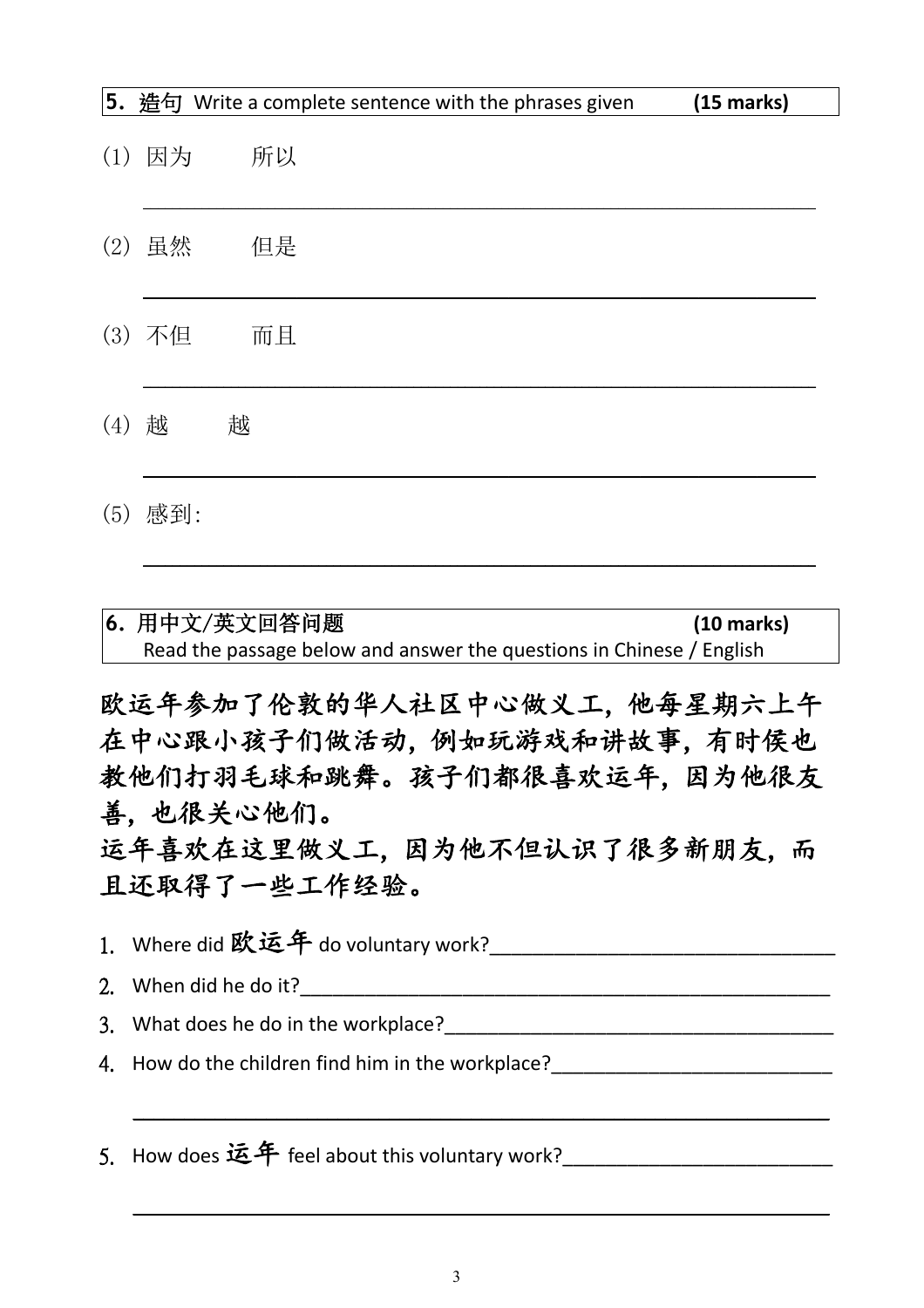**5. 造句** Write a complete sentence with the phrases given **(15 marks)**

(1) 因为　　所以

\_\_\_\_\_\_\_\_\_\_\_\_\_\_\_\_\_\_\_\_\_\_\_\_\_\_\_\_\_\_\_\_\_\_\_\_\_\_\_\_\_\_\_\_\_\_\_\_\_\_\_\_\_\_\_\_

(2) 虽然　　但是

\_\_\_\_\_\_\_\_\_\_\_\_\_\_\_\_\_\_\_\_\_\_\_\_\_\_\_\_\_\_\_\_\_\_\_\_\_\_\_\_\_\_\_\_\_\_\_\_\_\_\_\_\_\_\_\_

(3) 不但　　而且

\_\_\_\_\_\_\_\_\_\_\_\_\_\_\_\_\_\_\_\_\_\_\_\_\_\_\_\_\_\_\_\_\_\_\_\_\_\_\_\_\_\_\_\_\_\_\_\_\_\_\_\_\_\_\_\_

(4) 越　　越

\_\_\_\_\_\_\_\_\_\_\_\_\_\_\_\_\_\_\_\_\_\_\_\_\_\_\_\_\_\_\_\_\_\_\_\_\_\_\_\_\_\_\_\_\_\_\_\_\_\_\_\_\_\_\_\_

(5) 感到:

\_\_\_\_\_\_\_\_\_\_\_\_\_\_\_\_\_\_\_\_\_\_\_\_\_\_\_\_\_\_\_\_\_\_\_\_\_\_\_\_\_\_\_\_\_\_\_\_\_\_\_\_\_\_\_\_

**6. 用中文/英文回答问题** **(10 marks)**
Read the passage below and answer the questions in Chinese / English

**欧运年参加了伦敦的华人社区中心做义工，他每星期六上午在中心跟小孩子们做活动，例如玩游戏和讲故事，有时侯也教他们打羽毛球和跳舞。孩子们都很喜欢运年，因为他很友善，也很关心他们。**
**运年喜欢在这里做义工，因为他不但认识了很多新朋友，而且还取得了一些工作经验。**

1. Where did **欧运年** do voluntary work?\_\_\_\_\_\_\_\_\_\_\_\_\_\_\_\_\_\_\_\_\_\_\_\_\_\_\_\_\_\_
2. When did he do it?\_\_\_\_\_\_\_\_\_\_\_\_\_\_\_\_\_\_\_\_\_\_\_\_\_\_\_\_\_\_\_\_\_\_\_\_\_\_\_\_\_\_
3. What does he do in the workplace?\_\_\_\_\_\_\_\_\_\_\_\_\_\_\_\_\_\_\_\_\_\_\_\_\_\_\_\_\_\_
4. How do the children find him in the workplace?\_\_\_\_\_\_\_\_\_\_\_\_\_\_\_\_\_\_\_\_\_\_

\_\_\_\_\_\_\_\_\_\_\_\_\_\_\_\_\_\_\_\_\_\_\_\_\_\_\_\_\_\_\_\_\_\_\_\_\_\_\_\_\_\_\_\_\_\_\_\_\_\_\_\_\_\_\_\_

5. How does **运年** feel about this voluntary work?\_\_\_\_\_\_\_\_\_\_\_\_\_\_\_\_\_\_\_\_\_\_

\_\_\_\_\_\_\_\_\_\_\_\_\_\_\_\_\_\_\_\_\_\_\_\_\_\_\_\_\_\_\_\_\_\_\_\_\_\_\_\_\_\_\_\_\_\_\_\_\_\_\_\_\_\_\_\_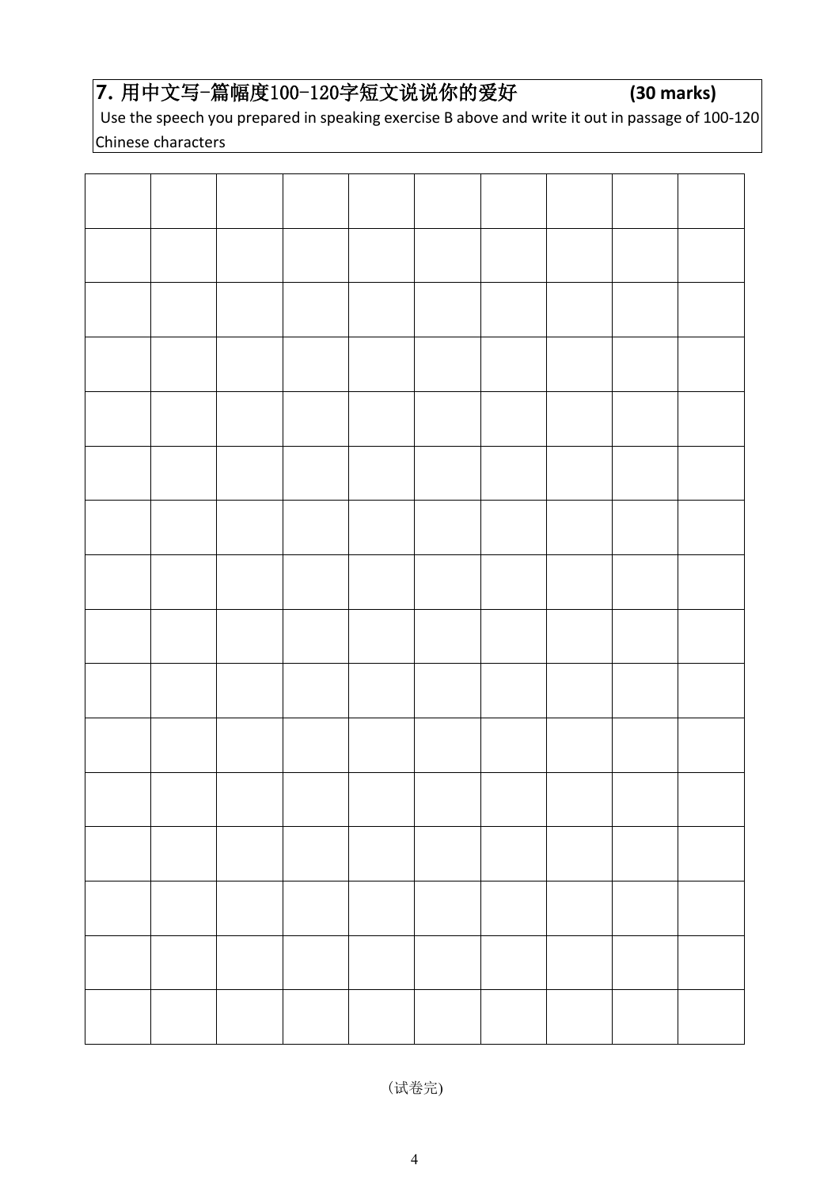**7. 用中文写-篇幅度100-120字短文说说你的爱好** **(30 marks)**

Use the speech you prepared in speaking exercise B above and write it out in passage of 100-120 Chinese characters

| | | | | | | | | | |
|---|---|---|---|---|---|---|---|---|---|
| | | | | | | | | | |
| | | | | | | | | | |
| | | | | | | | | | |
| | | | | | | | | | |
| | | | | | | | | | |
| | | | | | | | | | |
| | | | | | | | | | |
| | | | | | | | | | |
| | | | | | | | | | |
| | | | | | | | | | |
| | | | | | | | | | |
| | | | | | | | | | |
| | | | | | | | | | |
| | | | | | | | | | |
| | | | | | | | | | |

(试卷完)